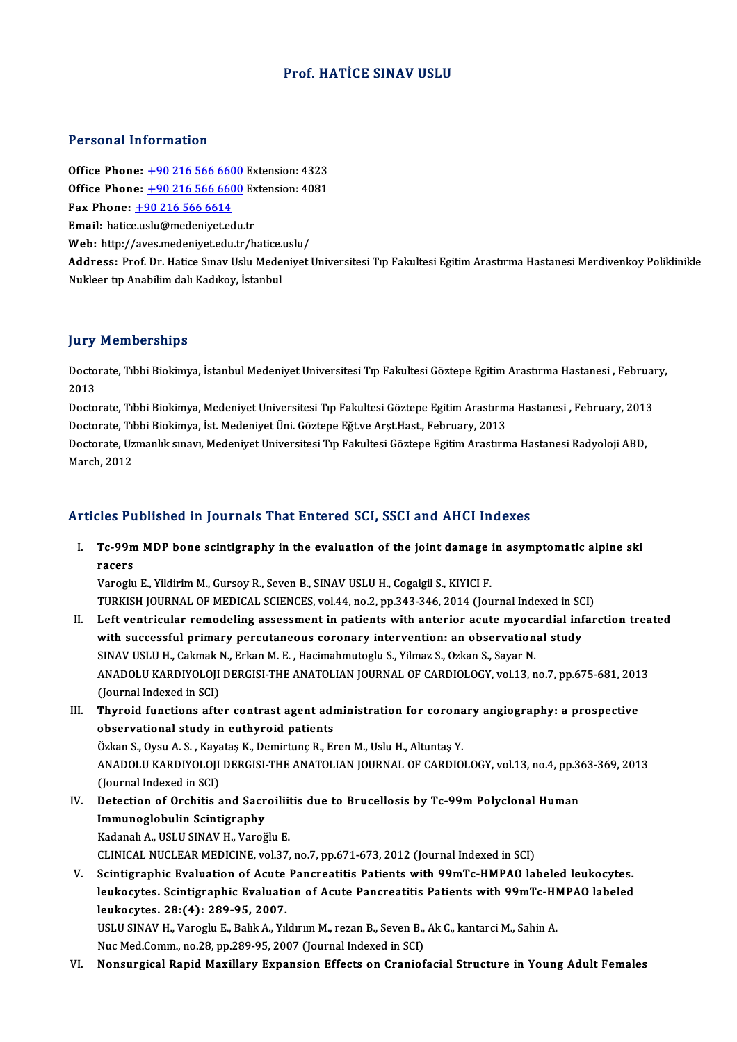# Prof. HATİCE SINAV USLU

## Personal Information

**Office Phone:** +90 216 566 6600 Extension: 4323
**Office Phone:** +90 216 566 6600 Extension: 4081
**Fax Phone:** +90 216 566 6614
**Email:** hatice.uslu@medeniyet.edu.tr
**Web:** http://aves.medeniyet.edu.tr/hatice.uslu/
**Address:** Prof. Dr. Hatice Sınav Uslu Medeniyet Universitesi Tıp Fakultesi Egitim Arastırma Hastanesi Merdivenkoy Poliklinikle Nukleer tıp Anabilim dalı Kadıkoy, İstanbul

## Jury Memberships

Doctorate, Tıbbi Biokimya, İstanbul Medeniyet Universitesi Tıp Fakultesi Göztepe Egitim Arastırma Hastanesi , February, 2013

Doctorate, Tıbbi Biokimya, Medeniyet Universitesi Tıp Fakultesi Göztepe Egitim Arastırma Hastanesi , February, 2013

Doctorate, Tıbbi Biokimya, İst. Medeniyet Üni. Göztepe Eğt.ve Arşt.Hast., February, 2013

Doctorate, Uzmanlık sınavı, Medeniyet Universitesi Tıp Fakultesi Göztepe Egitim Arastırma Hastanesi Radyoloji ABD, March, 2012

## Articles Published in Journals That Entered SCI, SSCI and AHCI Indexes

I. **Tc-99m MDP bone scintigraphy in the evaluation of the joint damage in asymptomatic alpine ski racers**
Varoglu E., Yildirim M., Gursoy R., Seven B., SINAV USLU H., Cogalgil S., KIYICI F.
TURKISH JOURNAL OF MEDICAL SCIENCES, vol.44, no.2, pp.343-346, 2014 (Journal Indexed in SCI)

II. **Left ventricular remodeling assessment in patients with anterior acute myocardial infarction treated with successful primary percutaneous coronary intervention: an observational study**
SINAV USLU H., Cakmak N., Erkan M. E. , Hacimahmutoglu S., Yilmaz S., Ozkan S., Sayar N.
ANADOLU KARDIYOLOJI DERGISI-THE ANATOLIAN JOURNAL OF CARDIOLOGY, vol.13, no.7, pp.675-681, 2013 (Journal Indexed in SCI)

III. **Thyroid functions after contrast agent administration for coronary angiography: a prospective observational study in euthyroid patients**
Özkan S., Oysu A. S. , Kayataş K., Demirtunç R., Eren M., Uslu H., Altuntaş Y.
ANADOLU KARDIYOLOJI DERGISI-THE ANATOLIAN JOURNAL OF CARDIOLOGY, vol.13, no.4, pp.363-369, 2013 (Journal Indexed in SCI)

IV. **Detection of Orchitis and Sacroiliitis due to Brucellosis by Tc-99m Polyclonal Human Immunoglobulin Scintigraphy**
Kadanalı A., USLU SINAV H., Varoğlu E.
CLINICAL NUCLEAR MEDICINE, vol.37, no.7, pp.671-673, 2012 (Journal Indexed in SCI)

V. **Scintigraphic Evaluation of Acute Pancreatitis Patients with 99mTc-HMPAO labeled leukocytes. leukocytes. Scintigraphic Evaluation of Acute Pancreatitis Patients with 99mTc-HMPAO labeled leukocytes. 28:(4): 289-95, 2007.**
USLU SINAV H., Varoglu E., Balık A., Yıldırım M., rezan B., Seven B., Ak C., kantarci M., Sahin A.
Nuc Med.Comm., no.28, pp.289-95, 2007 (Journal Indexed in SCI)

VI. **Nonsurgical Rapid Maxillary Expansion Effects on Craniofacial Structure in Young Adult Females**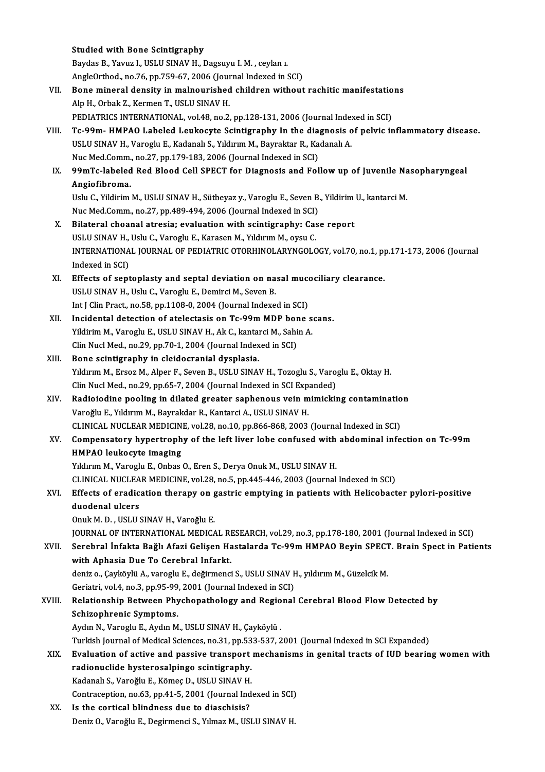Studied with Bone Scintigraphy
Baydas B., Yavuz I., USLU SINAV H., Dagsuyu I. M. , ceylan ı.
AngleOrthod., no.76, pp.759-67, 2006 (Journal Indexed in SCI)

VII. **Bone mineral density in malnourished children without rachitic manifestations**
Alp H., Orbak Z., Kermen T., USLU SINAV H.
PEDIATRICS INTERNATIONAL, vol.48, no.2, pp.128-131, 2006 (Journal Indexed in SCI)

VIII. **Tc-99m- HMPAO Labeled Leukocyte Scintigraphy In the diagnosis of pelvic inflammatory disease.**
USLU SINAV H., Varoglu E., Kadanalı S., Yıldırım M., Bayraktar R., Kadanalı A.
Nuc Med.Comm., no.27, pp.179-183, 2006 (Journal Indexed in SCI)

IX. **99mTc-labeled Red Blood Cell SPECT for Diagnosis and Follow up of Juvenile Nasopharyngeal Angiofibroma.**
Uslu C., Yildirim M., USLU SINAV H., Sütbeyaz y., Varoglu E., Seven B., Yildirim U., kantarci M.
Nuc Med.Comm., no.27, pp.489-494, 2006 (Journal Indexed in SCI)

X. **Bilateral choanal atresia; evaluation with scintigraphy: Case report**
USLU SINAV H., Uslu C., Varoglu E., Karasen M., Yıldırım M., oysu C.
INTERNATIONAL JOURNAL OF PEDIATRIC OTORHINOLARYNGOLOGY, vol.70, no.1, pp.171-173, 2006 (Journal Indexed in SCI)

XI. **Effects of septoplasty and septal deviation on nasal mucociliary clearance.**
USLU SINAV H., Uslu C., Varoglu E., Demirci M., Seven B.
Int J Clin Pract., no.58, pp.1108-0, 2004 (Journal Indexed in SCI)

XII. **Incidental detection of atelectasis on Tc-99m MDP bone scans.**
Yildirim M., Varoglu E., USLU SINAV H., Ak C., kantarci M., Sahin A.
Clin Nucl Med., no.29, pp.70-1, 2004 (Journal Indexed in SCI)

XIII. **Bone scintigraphy in cleidocranial dysplasia.**
Yıldırım M., Ersoz M., Alper F., Seven B., USLU SINAV H., Tozoglu S., Varoglu E., Oktay H.
Clin Nucl Med., no.29, pp.65-7, 2004 (Journal Indexed in SCI Expanded)

XIV. **Radioiodine pooling in dilated greater saphenous vein mimicking contamination**
Varoğlu E., Yıldırım M., Bayrakdar R., Kantarci A., USLU SINAV H.
CLINICAL NUCLEAR MEDICINE, vol.28, no.10, pp.866-868, 2003 (Journal Indexed in SCI)

XV. **Compensatory hypertrophy of the left liver lobe confused with abdominal infection on Tc-99m HMPAO leukocyte imaging**
Yıldırım M., Varoglu E., Onbas O., Eren S., Derya Onuk M., USLU SINAV H.
CLINICAL NUCLEAR MEDICINE, vol.28, no.5, pp.445-446, 2003 (Journal Indexed in SCI)

XVI. **Effects of eradication therapy on gastric emptying in patients with Helicobacter pylori-positive duodenal ulcers**
Onuk M. D. , USLU SINAV H., Varoğlu E.
JOURNAL OF INTERNATIONAL MEDICAL RESEARCH, vol.29, no.3, pp.178-180, 2001 (Journal Indexed in SCI)

XVII. **Serebral İnfakta Bağlı Afazi Gelişen Hastalarda Tc-99m HMPAO Beyin SPECT. Brain Spect in Patients with Aphasia Due To Cerebral Infarkt.**
deniz o., Çayköylü A., varoglu E., değirmenci S., USLU SINAV H., yıldırım M., Güzelcik M.
Geriatri, vol.4, no.3, pp.95-99, 2001 (Journal Indexed in SCI)

XVIII. **Relationship Between Phychopathology and Regional Cerebral Blood Flow Detected by Schizophrenic Symptoms.**
Aydın N., Varoglu E., Aydın M., USLU SINAV H., Çayköylü .
Turkish Journal of Medical Sciences, no.31, pp.533-537, 2001 (Journal Indexed in SCI Expanded)

XIX. **Evaluation of active and passive transport mechanisms in genital tracts of IUD bearing women with radionuclide hysterosalpingo scintigraphy.**
Kadanalı S., Varoğlu E., Kömeç D., USLU SINAV H.
Contraception, no.63, pp.41-5, 2001 (Journal Indexed in SCI)

XX. **Is the cortical blindness due to diaschisis?**
Deniz O., Varoğlu E., Degirmenci S., Yılmaz M., USLU SINAV H.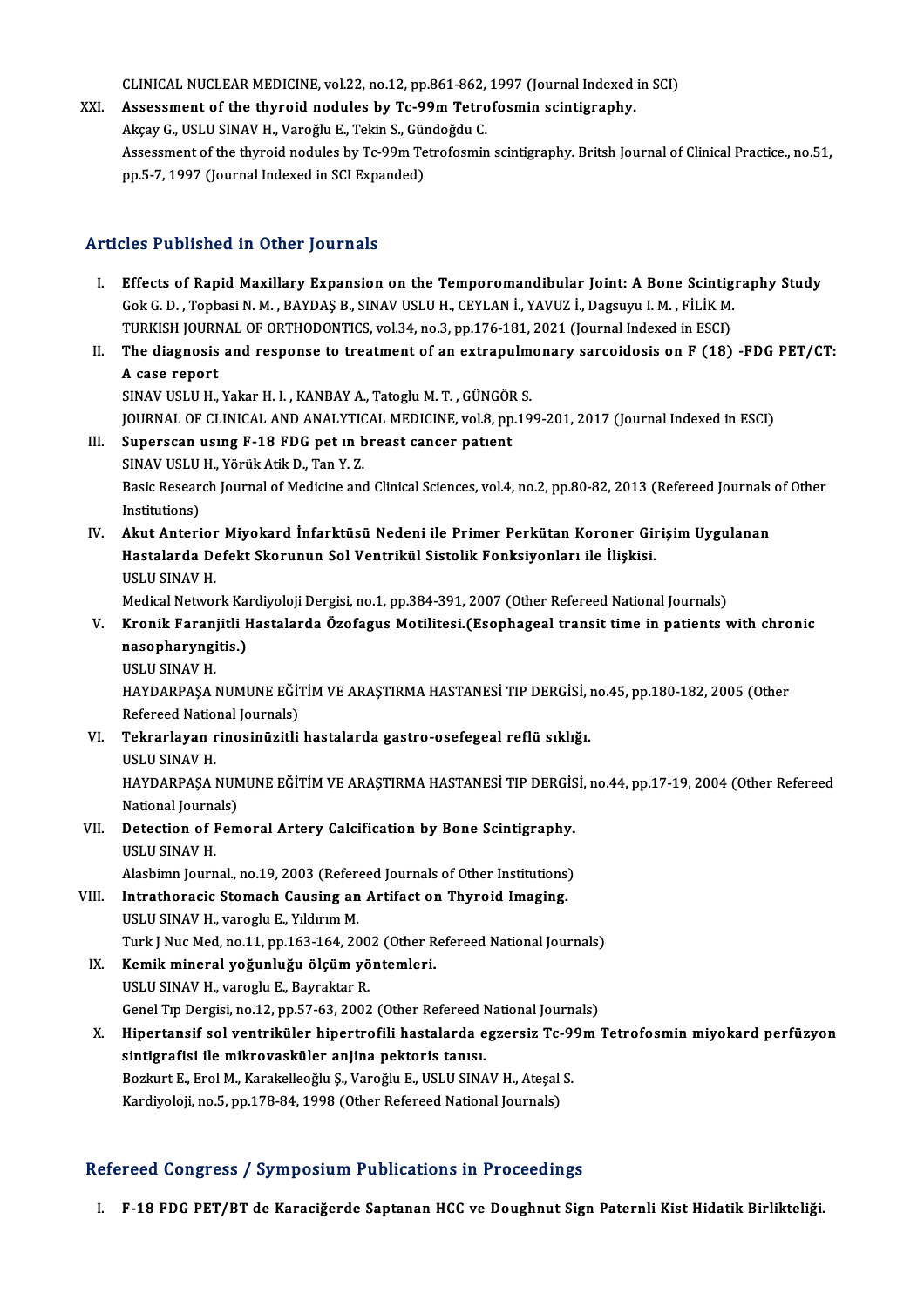CLINICAL NUCLEAR MEDICINE, vol.22, no.12, pp.861-862, 1997 (Journal Indexed in SCI)

XXI. **Assessment of the thyroid nodules by Tc-99m Tetrofosmin scintigraphy.**
Akçay G., USLU SINAV H., Varoğlu E., Tekin S., Gündoğdu C.
Assessment of the thyroid nodules by Tc-99m Tetrofosmin scintigraphy. Britsh Journal of Clinical Practice., no.51, pp.5-7, 1997 (Journal Indexed in SCI Expanded)

## Articles Published in Other Journals

I. **Effects of Rapid Maxillary Expansion on the Temporomandibular Joint: A Bone Scintigraphy Study**
Gok G. D. , Topbasi N. M. , BAYDAŞ B., SINAV USLU H., CEYLAN İ., YAVUZ İ., Dagsuyu I. M. , FİLİK M.
TURKISH JOURNAL OF ORTHODONTICS, vol.34, no.3, pp.176-181, 2021 (Journal Indexed in ESCI)

II. **The diagnosis and response to treatment of an extrapulmonary sarcoidosis on F (18) -FDG PET/CT: A case report**
SINAV USLU H., Yakar H. I. , KANBAY A., Tatoglu M. T. , GÜNGÖR S.
JOURNAL OF CLINICAL AND ANALYTICAL MEDICINE, vol.8, pp.199-201, 2017 (Journal Indexed in ESCI)

III. **Superscan usıng F-18 FDG pet ın breast cancer patıent**
SINAV USLU H., Yörük Atik D., Tan Y. Z.
Basic Research Journal of Medicine and Clinical Sciences, vol.4, no.2, pp.80-82, 2013 (Refereed Journals of Other Institutions)

IV. **Akut Anterior Miyokard İnfarktüsü Nedeni ile Primer Perkütan Koroner Girişim Uygulanan Hastalarda Defekt Skorunun Sol Ventrikül Sistolik Fonksiyonları ile İlişkisi.**
USLU SINAV H.
Medical Network Kardiyoloji Dergisi, no.1, pp.384-391, 2007 (Other Refereed National Journals)

V. **Kronik Faranjitli Hastalarda Özofagus Motilitesi.(Esophageal transit time in patients with chronic nasopharyngitis.)**
USLU SINAV H.
HAYDARPAŞA NUMUNE EĞİTİM VE ARAŞTIRMA HASTANESİ TIP DERGİSİ, no.45, pp.180-182, 2005 (Other Refereed National Journals)

VI. **Tekrarlayan rinosinüzitli hastalarda gastro-osefegeal reflü sıklığı.**
USLU SINAV H.
HAYDARPAŞA NUMUNE EĞİTİM VE ARAŞTIRMA HASTANESİ TIP DERGİSİ, no.44, pp.17-19, 2004 (Other Refereed National Journals)

VII. **Detection of Femoral Artery Calcification by Bone Scintigraphy.**
USLU SINAV H.
Alasbimn Journal., no.19, 2003 (Refereed Journals of Other Institutions)

VIII. **Intrathoracic Stomach Causing an Artifact on Thyroid Imaging.**
USLU SINAV H., varoglu E., Yıldırım M.
Turk J Nuc Med, no.11, pp.163-164, 2002 (Other Refereed National Journals)

IX. **Kemik mineral yoğunluğu ölçüm yöntemleri.**
USLU SINAV H., varoglu E., Bayraktar R.
Genel Tıp Dergisi, no.12, pp.57-63, 2002 (Other Refereed National Journals)

X. **Hipertansif sol ventriküler hipertrofili hastalarda egzersiz Tc-99m Tetrofosmin miyokard perfüzyon sintigrafisi ile mikrovasküler anjina pektoris tanısı.**
Bozkurt E., Erol M., Karakelleoğlu Ş., Varoğlu E., USLU SINAV H., Ateşal S.
Kardiyoloji, no.5, pp.178-84, 1998 (Other Refereed National Journals)

## Refereed Congress / Symposium Publications in Proceedings

I. **F-18 FDG PET/BT de Karaciğerde Saptanan HCC ve Doughnut Sign Paternli Kist Hidatik Birlikteliği.**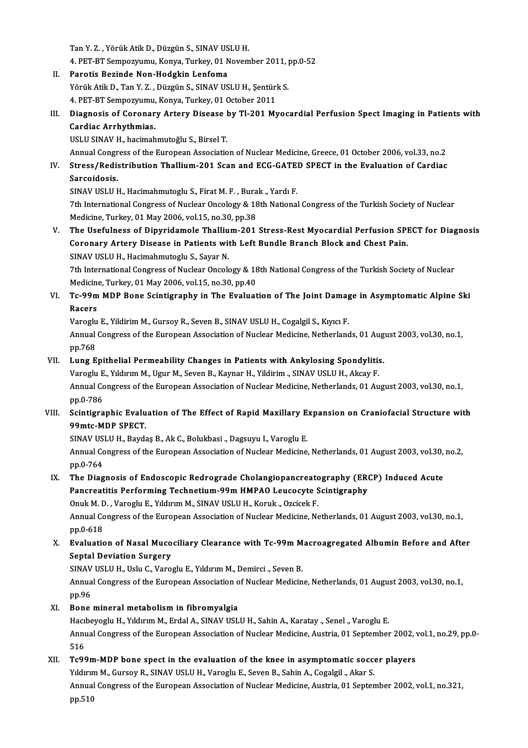Tan Y. Z. , Yörük Atik D., Düzgün S., SINAV USLU H.
4. PET-BT Sempozyumu, Konya, Turkey, 01 November 2011, pp.0-52

II. **Parotis Bezinde Non-Hodgkin Lenfoma**
Yörük Atik D., Tan Y. Z. , Düzgün S., SINAV USLU H., Şentürk S.
4. PET-BT Sempozyumu, Konya, Turkey, 01 October 2011

III. **Diagnosis of Coronary Artery Disease by Tl-201 Myocardial Perfusion Spect Imaging in Patients with Cardiac Arrhythmias.**
USLU SINAV H., hacimahmutoğlu S., Birsel T.
Annual Congress of the European Association of Nuclear Medicine, Greece, 01 October 2006, vol.33, no.2

IV. **Stress/Redistribution Thallium-201 Scan and ECG-GATED SPECT in the Evaluation of Cardiac Sarcoidosis.**
SINAV USLU H., Hacimahmutoglu S., Firat M. F. , Burak ., Yardı F.
7th International Congress of Nuclear Oncology & 18th National Congress of the Turkish Society of Nuclear Medicine, Turkey, 01 May 2006, vol.15, no.30, pp.38

V. **The Usefulness of Dipyridamole Thallium-201 Stress-Rest Myocardial Perfusion SPECT for Diagnosis Coronary Artery Disease in Patients with Left Bundle Branch Block and Chest Pain.**
SINAV USLU H., Hacimahmutoglu S., Sayar N.
7th International Congress of Nuclear Oncology & 18th National Congress of the Turkish Society of Nuclear Medicine, Turkey, 01 May 2006, vol.15, no.30, pp.40

VI. **Tc-99m MDP Bone Scintigraphy in The Evaluation of The Joint Damage in Asymptomatic Alpine Ski Racers**
Varoglu E., Yildirim M., Gursoy R., Seven B., SINAV USLU H., Cogalgil S., Kıyıcı F.
Annual Congress of the European Association of Nuclear Medicine, Netherlands, 01 August 2003, vol.30, no.1, pp.768

VII. **Lung Epithelial Permeability Changes in Patients with Ankylosing Spondylitis.**
Varoglu E., Yıldırım M., Ugur M., Seven B., Kaynar H., Yildirim ., SINAV USLU H., Akcay F.
Annual Congress of the European Association of Nuclear Medicine, Netherlands, 01 August 2003, vol.30, no.1, pp.0-786

VIII. **Scintigraphic Evaluation of The Effect of Rapid Maxillary Expansion on Craniofacial Structure with 99mtc-MDP SPECT.**
SINAV USLU H., Baydaş B., Ak C., Bolukbasi ., Dagsuyu I., Varoglu E.
Annual Congress of the European Association of Nuclear Medicine, Netherlands, 01 August 2003, vol.30, no.2, pp.0-764

IX. **The Diagnosis of Endoscopic Redrograde Cholangiopancreatography (ERCP) Induced Acute Pancreatitis Performing Technetium-99m HMPAO Leucocyte Scintigraphy**
Onuk M. D. , Varoglu E., Yıldırım M., SINAV USLU H., Koruk ., Ozcicek F.
Annual Congress of the European Association of Nuclear Medicine, Netherlands, 01 August 2003, vol.30, no.1, pp.0-618

X. **Evaluation of Nasal Mucociliary Clearance with Tc-99m Macroagregated Albumin Before and After Septal Deviation Surgery**
SINAV USLU H., Uslu C., Varoglu E., Yıldırım M., Demirci ., Seven B.
Annual Congress of the European Association of Nuclear Medicine, Netherlands, 01 August 2003, vol.30, no.1, pp.96

XI. **Bone mineral metabolism in fibromyalgia**
Hacıbeyoglu H., Yıldırım M., Erdal A., SINAV USLU H., Sahin A., Karatay ., Senel ., Varoglu E.
Annual Congress of the European Association of Nuclear Medicine, Austria, 01 September 2002, vol.1, no.29, pp.0-516

XII. **Tc99m-MDP bone spect in the evaluation of the knee in asymptomatic soccer players**
Yıldırım M., Gursoy R., SINAV USLU H., Varoglu E., Seven B., Sahin A., Cogalgil ., Akar S.
Annual Congress of the European Association of Nuclear Medicine, Austria, 01 September 2002, vol.1, no.321, pp.510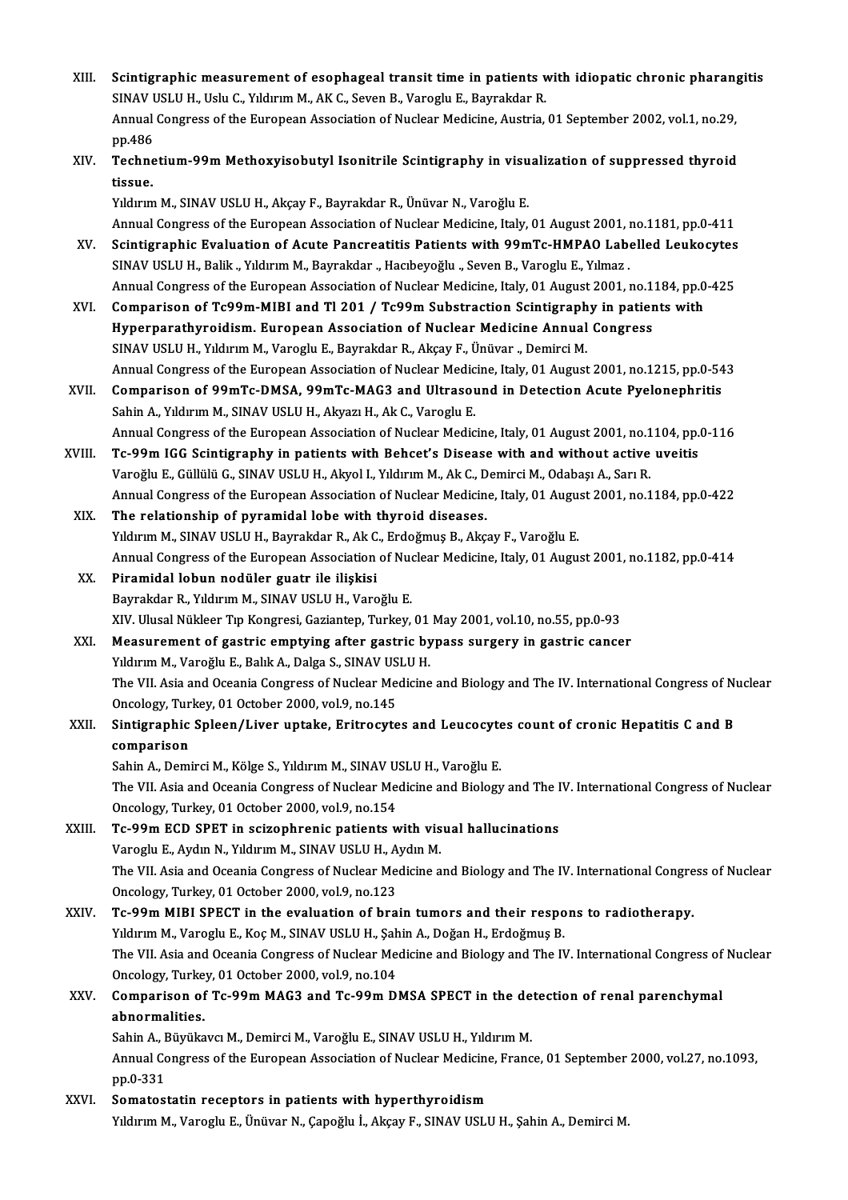XIII. **Scintigraphic measurement of esophageal transit time in patients with idiopathic chronic pharangitis**
SINAV USLU H., Uslu C., Yıldırım M., AK C., Seven B., Varoglu E., Bayrakdar R.
Annual Congress of the European Association of Nuclear Medicine, Austria, 01 September 2002, vol.1, no.29, pp.486

XIV. **Technetium-99m Methoxyisobutyl Isonitrile Scintigraphy in visualization of suppressed thyroid tissue.**
Yıldırım M., SINAV USLU H., Akçay F., Bayrakdar R., Ünüvar N., Varoğlu E.
Annual Congress of the European Association of Nuclear Medicine, Italy, 01 August 2001, no.1181, pp.0-411

XV. **Scintigraphic Evaluation of Acute Pancreatitis Patients with 99mTc-HMPAO Labelled Leukocytes**
SINAV USLU H., Balik ., Yıldırım M., Bayrakdar ., Hacıbeyoğlu ., Seven B., Varoglu E., Yılmaz .
Annual Congress of the European Association of Nuclear Medicine, Italy, 01 August 2001, no.1184, pp.0-425

XVI. **Comparison of Tc99m-MIBI and Tl 201 / Tc99m Substraction Scintigraphy in patients with Hyperparathyroidism. European Association of Nuclear Medicine Annual Congress**
SINAV USLU H., Yıldırım M., Varoglu E., Bayrakdar R., Akçay F., Ünüvar ., Demirci M.
Annual Congress of the European Association of Nuclear Medicine, Italy, 01 August 2001, no.1215, pp.0-543

XVII. **Comparison of 99mTc-DMSA, 99mTc-MAG3 and Ultrasound in Detection Acute Pyelonephritis**
Sahin A., Yıldırım M., SINAV USLU H., Akyazı H., Ak C., Varoglu E.
Annual Congress of the European Association of Nuclear Medicine, Italy, 01 August 2001, no.1104, pp.0-116

XVIII. **Tc-99m IGG Scintigraphy in patients with Behcet's Disease with and without active uveitis**
Varoğlu E., Güllülü G., SINAV USLU H., Akyol I., Yıldırım M., Ak C., Demirci M., Odabaşı A., Sarı R.
Annual Congress of the European Association of Nuclear Medicine, Italy, 01 August 2001, no.1184, pp.0-422

XIX. **The relationship of pyramidal lobe with thyroid diseases.**
Yıldırım M., SINAV USLU H., Bayrakdar R., Ak C., Erdoğmuş B., Akçay F., Varoğlu E.
Annual Congress of the European Association of Nuclear Medicine, Italy, 01 August 2001, no.1182, pp.0-414

XX. **Piramidal lobun nodüler guatr ile ilişkisi**
Bayrakdar R., Yıldırım M., SINAV USLU H., Varoğlu E.
XIV. Ulusal Nükleer Tıp Kongresi, Gaziantep, Turkey, 01 May 2001, vol.10, no.55, pp.0-93

XXI. **Measurement of gastric emptying after gastric bypass surgery in gastric cancer**
Yıldırım M., Varoğlu E., Balık A., Dalga S., SINAV USLU H.
The VII. Asia and Oceania Congress of Nuclear Medicine and Biology and The IV. International Congress of Nuclear Oncology, Turkey, 01 October 2000, vol.9, no.145

XXII. **Sintigraphic Spleen/Liver uptake, Eritrocytes and Leucocytes count of cronic Hepatitis C and B comparison**
Sahin A., Demirci M., Kölge S., Yıldırım M., SINAV USLU H., Varoğlu E.
The VII. Asia and Oceania Congress of Nuclear Medicine and Biology and The IV. International Congress of Nuclear Oncology, Turkey, 01 October 2000, vol.9, no.154

XXIII. **Tc-99m ECD SPET in scizophrenic patients with visual hallucinations**
Varoglu E., Aydın N., Yıldırım M., SINAV USLU H., Aydın M.
The VII. Asia and Oceania Congress of Nuclear Medicine and Biology and The IV. International Congress of Nuclear Oncology, Turkey, 01 October 2000, vol.9, no.123

XXIV. **Tc-99m MIBI SPECT in the evaluation of brain tumors and their respons to radiotherapy.**
Yıldırım M., Varoglu E., Koç M., SINAV USLU H., Şahin A., Doğan H., Erdoğmuş B.
The VII. Asia and Oceania Congress of Nuclear Medicine and Biology and The IV. International Congress of Nuclear Oncology, Turkey, 01 October 2000, vol.9, no.104

XXV. **Comparison of Tc-99m MAG3 and Tc-99m DMSA SPECT in the detection of renal parenchymal abnormalities.**
Sahin A., Büyükavcı M., Demirci M., Varoğlu E., SINAV USLU H., Yıldırım M.
Annual Congress of the European Association of Nuclear Medicine, France, 01 September 2000, vol.27, no.1093, pp.0-331

XXVI. **Somatostatin receptors in patients with hyperthyroidism**
Yıldırım M., Varoglu E., Ünüvar N., Çapoğlu İ., Akçay F., SINAV USLU H., Şahin A., Demirci M.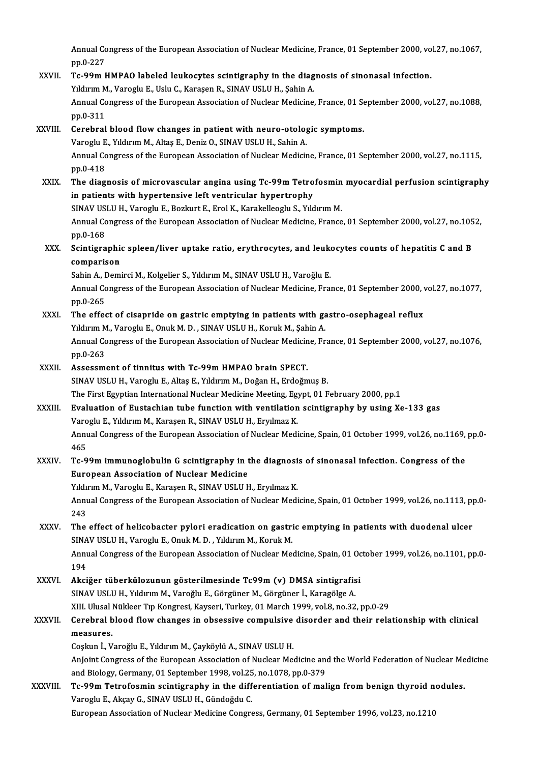Annual Congress of the European Association of Nuclear Medicine, France, 01 September 2000, vol.27, no.1067, pp.0-227

XXVII. **Tc-99m HMPAO labeled leukocytes scintigraphy in the diagnosis of sinonasal infection.**
Yıldırım M., Varoglu E., Uslu C., Karaşen R., SINAV USLU H., Şahin A.
Annual Congress of the European Association of Nuclear Medicine, France, 01 September 2000, vol.27, no.1088, pp.0-311

XXVIII. **Cerebral blood flow changes in patient with neuro-otologic symptoms.**
Varoglu E., Yıldırım M., Altaş E., Deniz O., SINAV USLU H., Sahin A.
Annual Congress of the European Association of Nuclear Medicine, France, 01 September 2000, vol.27, no.1115, pp.0-418

XXIX. **The diagnosis of microvascular angina using Tc-99m Tetrofosmin myocardial perfusion scintigraphy in patients with hypertensive left ventricular hypertrophy**
SINAV USLU H., Varoglu E., Bozkurt E., Erol K., Karakelleoglu S., Yıldırım M.
Annual Congress of the European Association of Nuclear Medicine, France, 01 September 2000, vol.27, no.1052, pp.0-168

XXX. **Scintigraphic spleen/liver uptake ratio, erythrocytes, and leukocytes counts of hepatitis C and B comparison**
Sahin A., Demirci M., Kolgelier S., Yıldırım M., SINAV USLU H., Varoğlu E.
Annual Congress of the European Association of Nuclear Medicine, France, 01 September 2000, vol.27, no.1077, pp.0-265

XXXI. **The effect of cisapride on gastric emptying in patients with gastro-osephageal reflux**
Yıldırım M., Varoglu E., Onuk M. D. , SINAV USLU H., Koruk M., Şahin A.
Annual Congress of the European Association of Nuclear Medicine, France, 01 September 2000, vol.27, no.1076, pp.0-263

XXXII. **Assessment of tinnitus with Tc-99m HMPAO brain SPECT.**
SINAV USLU H., Varoglu E., Altaş E., Yıldırım M., Doğan H., Erdoğmuş B.
The First Egyptian International Nuclear Medicine Meeting, Egypt, 01 February 2000, pp.1

XXXIII. **Evaluation of Eustachian tube function with ventilation scintigraphy by using Xe-133 gas**
Varoglu E., Yıldırım M., Karaşen R., SINAV USLU H., Eryılmaz K.
Annual Congress of the European Association of Nuclear Medicine, Spain, 01 October 1999, vol.26, no.1169, pp.0-465

XXXIV. **Tc-99m immunoglobulin G scintigraphy in the diagnosis of sinonasal infection. Congress of the European Association of Nuclear Medicine**
Yıldırım M., Varoglu E., Karaşen R., SINAV USLU H., Eryılmaz K.
Annual Congress of the European Association of Nuclear Medicine, Spain, 01 October 1999, vol.26, no.1113, pp.0-243

XXXV. **The effect of helicobacter pylori eradication on gastric emptying in patients with duodenal ulcer**
SINAV USLU H., Varoglu E., Onuk M. D. , Yıldırım M., Koruk M.
Annual Congress of the European Association of Nuclear Medicine, Spain, 01 October 1999, vol.26, no.1101, pp.0-194

XXXVI. **Akciğer tüberkülozunun gösterilmesinde Tc99m (v) DMSA sintigrafisi**
SINAV USLU H., Yıldırım M., Varoğlu E., Görgüner M., Görgüner İ., Karagölge A.
XIII. Ulusal Nükleer Tıp Kongresi, Kayseri, Turkey, 01 March 1999, vol.8, no.32, pp.0-29

XXXVII. **Cerebral blood flow changes in obsessive compulsive disorder and their relationship with clinical measures.**
Coşkun İ., Varoğlu E., Yıldırım M., Çayköylü A., SINAV USLU H.
AnJoint Congress of the European Association of Nuclear Medicine and the World Federation of Nuclear Medicine and Biology, Germany, 01 September 1998, vol.25, no.1078, pp.0-379

XXXVIII. **Tc-99m Tetrofosmin scintigraphy in the differentiation of malign from benign thyroid nodules.**
Varoglu E., Akçay G., SINAV USLU H., Gündoğdu C.
European Association of Nuclear Medicine Congress, Germany, 01 September 1996, vol.23, no.1210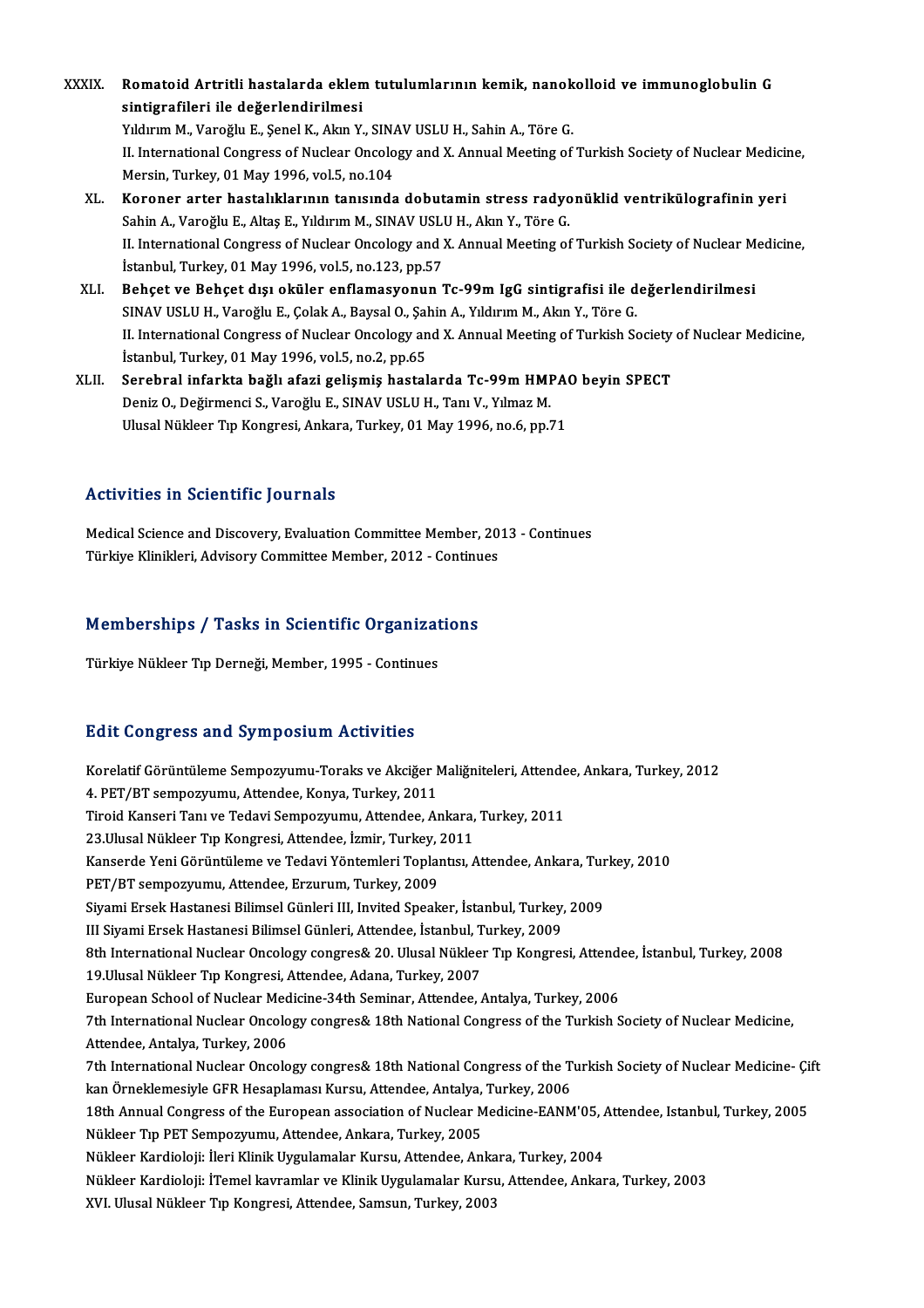XXXIX. **Romatoid Artritli hastalarda eklem tutulumlarının kemik, nanokolloid ve immunoglobulin G sintigrafileri ile değerlendirilmesi**
Yıldırım M., Varoğlu E., Şenel K., Akın Y., SINAV USLU H., Sahin A., Töre G.
II. International Congress of Nuclear Oncology and X. Annual Meeting of Turkish Society of Nuclear Medicine, Mersin, Turkey, 01 May 1996, vol.5, no.104

XL. **Koroner arter hastalıklarının tanısında dobutamin stress radyonüklid ventrikülografinin yeri**
Sahin A., Varoğlu E., Altaş E., Yıldırım M., SINAV USLU H., Akın Y., Töre G.
II. International Congress of Nuclear Oncology and X. Annual Meeting of Turkish Society of Nuclear Medicine, İstanbul, Turkey, 01 May 1996, vol.5, no.123, pp.57

XLI. **Behçet ve Behçet dışı oküler enflamasyonun Tc-99m IgG sintigrafisi ile değerlendirilmesi**
SINAV USLU H., Varoğlu E., Çolak A., Baysal O., Şahin A., Yıldırım M., Akın Y., Töre G.
II. International Congress of Nuclear Oncology and X. Annual Meeting of Turkish Society of Nuclear Medicine, İstanbul, Turkey, 01 May 1996, vol.5, no.2, pp.65

XLII. **Serebral infarkta bağlı afazi gelişmiş hastalarda Tc-99m HMPAO beyin SPECT**
Deniz O., Değirmenci S., Varoğlu E., SINAV USLU H., Tanı V., Yılmaz M.
Ulusal Nükleer Tıp Kongresi, Ankara, Turkey, 01 May 1996, no.6, pp.71

## Activities in Scientific Journals

Medical Science and Discovery, Evaluation Committee Member, 2013 - Continues
Türkiye Klinikleri, Advisory Committee Member, 2012 - Continues

## Memberships / Tasks in Scientific Organizations

Türkiye Nükleer Tıp Derneği, Member, 1995 - Continues

## Edit Congress and Symposium Activities

Korelatif Görüntüleme Sempozyumu-Toraks ve Akciğer Maliğniteleri, Attendee, Ankara, Turkey, 2012
4. PET/BT sempozyumu, Attendee, Konya, Turkey, 2011
Tiroid Kanseri Tanı ve Tedavi Sempozyumu, Attendee, Ankara, Turkey, 2011
23.Ulusal Nükleer Tıp Kongresi, Attendee, İzmir, Turkey, 2011
Kanserde Yeni Görüntüleme ve Tedavi Yöntemleri Toplantısı, Attendee, Ankara, Turkey, 2010
PET/BT sempozyumu, Attendee, Erzurum, Turkey, 2009
Siyami Ersek Hastanesi Bilimsel Günleri III, Invited Speaker, İstanbul, Turkey, 2009
III Siyami Ersek Hastanesi Bilimsel Günleri, Attendee, İstanbul, Turkey, 2009
8th International Nuclear Oncology congres& 20. Ulusal Nükleer Tıp Kongresi, Attendee, İstanbul, Turkey, 2008
19.Ulusal Nükleer Tıp Kongresi, Attendee, Adana, Turkey, 2007
European School of Nuclear Medicine-34th Seminar, Attendee, Antalya, Turkey, 2006
7th International Nuclear Oncology congres& 18th National Congress of the Turkish Society of Nuclear Medicine, Attendee, Antalya, Turkey, 2006
7th International Nuclear Oncology congres& 18th National Congress of the Turkish Society of Nuclear Medicine- Çift kan Örneklemesiyle GFR Hesaplaması Kursu, Attendee, Antalya, Turkey, 2006
18th Annual Congress of the European association of Nuclear Medicine-EANM'05, Attendee, Istanbul, Turkey, 2005
Nükleer Tıp PET Sempozyumu, Attendee, Ankara, Turkey, 2005
Nükleer Kardioloji: İleri Klinik Uygulamalar Kursu, Attendee, Ankara, Turkey, 2004
Nükleer Kardioloji: İTemel kavramlar ve Klinik Uygulamalar Kursu, Attendee, Ankara, Turkey, 2003
XVI. Ulusal Nükleer Tıp Kongresi, Attendee, Samsun, Turkey, 2003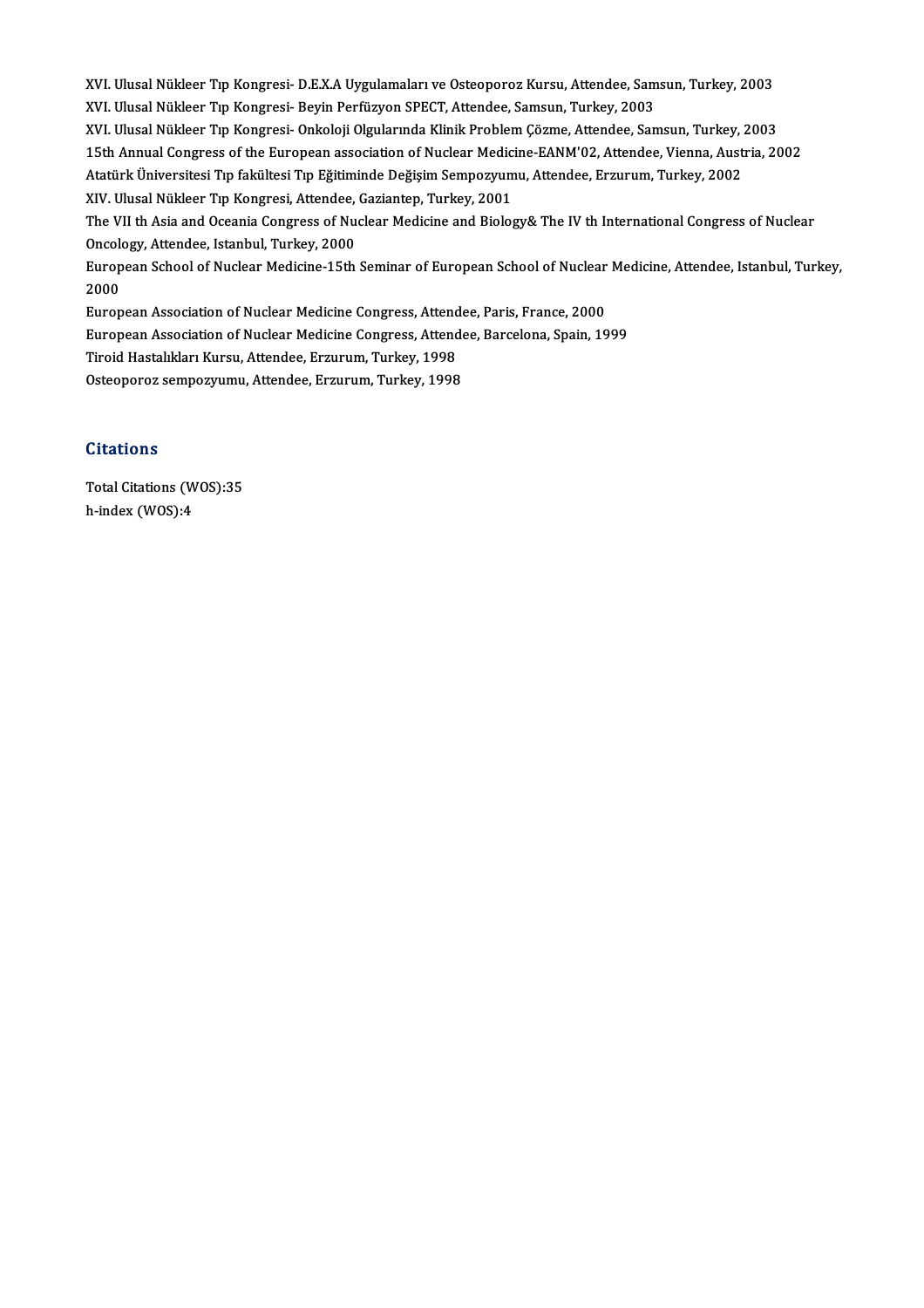XVI. Ulusal Nükleer Tıp Kongresi- D.E.X.A Uygulamaları ve Osteoporoz Kursu, Attendee, Samsun, Turkey, 2003
XVI. Ulusal Nükleer Tıp Kongresi- Beyin Perfüzyon SPECT, Attendee, Samsun, Turkey, 2003
XVI. Ulusal Nükleer Tıp Kongresi- Onkoloji Olgularında Klinik Problem Çözme, Attendee, Samsun, Turkey, 2003
15th Annual Congress of the European association of Nuclear Medicine-EANM'02, Attendee, Vienna, Austria, 2002
Atatürk Üniversitesi Tıp fakültesi Tıp Eğitiminde Değişim Sempozyumu, Attendee, Erzurum, Turkey, 2002
XIV. Ulusal Nükleer Tıp Kongresi, Attendee, Gaziantep, Turkey, 2001
The VII th Asia and Oceania Congress of Nuclear Medicine and Biology& The IV th International Congress of Nuclear Oncology, Attendee, Istanbul, Turkey, 2000
European School of Nuclear Medicine-15th Seminar of European School of Nuclear Medicine, Attendee, Istanbul, Turkey, 2000
European Association of Nuclear Medicine Congress, Attendee, Paris, France, 2000
European Association of Nuclear Medicine Congress, Attendee, Barcelona, Spain, 1999
Tiroid Hastalıkları Kursu, Attendee, Erzurum, Turkey, 1998
Osteoporoz sempozyumu, Attendee, Erzurum, Turkey, 1998

## Citations

Total Citations (WOS):35
h-index (WOS):4